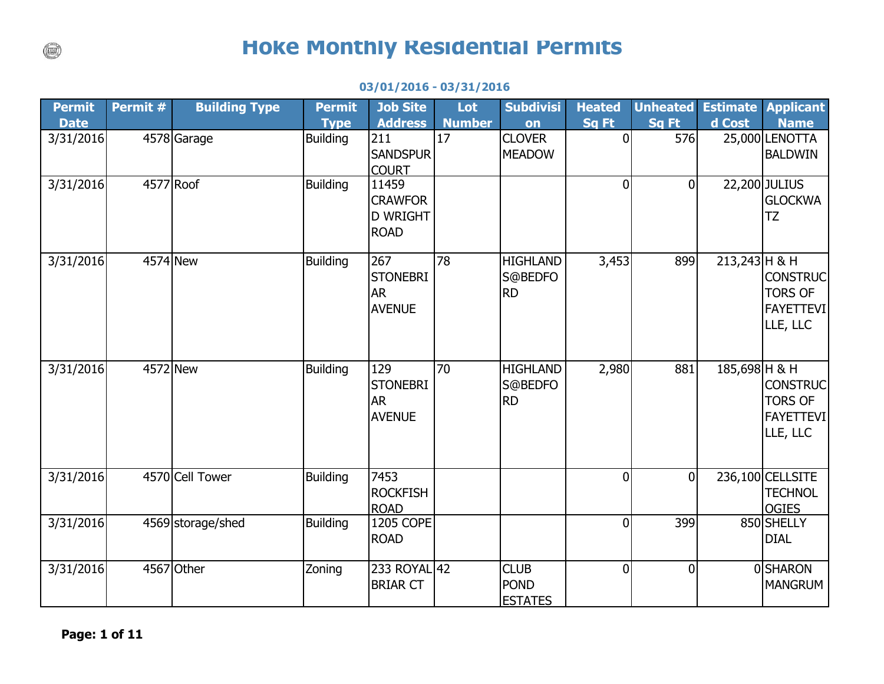# Hoke Monthly Residential Permits

**03/01/2016 - 03/31/2016**

| Permit Date | Permit # | Building Type | Permit Type | Job Site Address | Lot Number | Subdivision | Heated Sq Ft | Unheated Sq Ft | Estimated Cost | Applicant Name |
|---|---|---|---|---|---|---|---|---|---|---|
| 3/31/2016 | 4578 | Garage | Building | 211 SANDSPUR COURT | 17 | CLOVER MEADOW | 0 | 576 | 25,000 | LENOTTA BALDWIN |
| 3/31/2016 | 4577 | Roof | Building | 11459 CRAWFORD WRIGHT ROAD | | | 0 | 0 | 22,200 | JULIUS GLOCKWATZ |
| 3/31/2016 | 4574 | New | Building | 267 STONEBRIAR AVENUE | 78 | HIGHLANDS@BEDFORD | 3,453 | 899 | 213,243 | H & H CONSTRUCTORS OF FAYETTEVILLE, LLC |
| 3/31/2016 | 4572 | New | Building | 129 STONEBRIAR AVENUE | 70 | HIGHLANDS@BEDFORD | 2,980 | 881 | 185,698 | H & H CONSTRUCTORS OF FAYETTEVILLE, LLC |
| 3/31/2016 | 4570 | Cell Tower | Building | 7453 ROCKFISH ROAD | | | 0 | 0 | 236,100 | CELLSITE TECHNOLOGIES |
| 3/31/2016 | 4569 | storage/shed | Building | 1205 COPE ROAD | | | 0 | 399 | 850 | SHELLY DIAL |
| 3/31/2016 | 4567 | Other | Zoning | 233 ROYAL BRIAR CT | 42 | CLUB POND ESTATES | 0 | 0 | 0 | SHARON MANGRUM |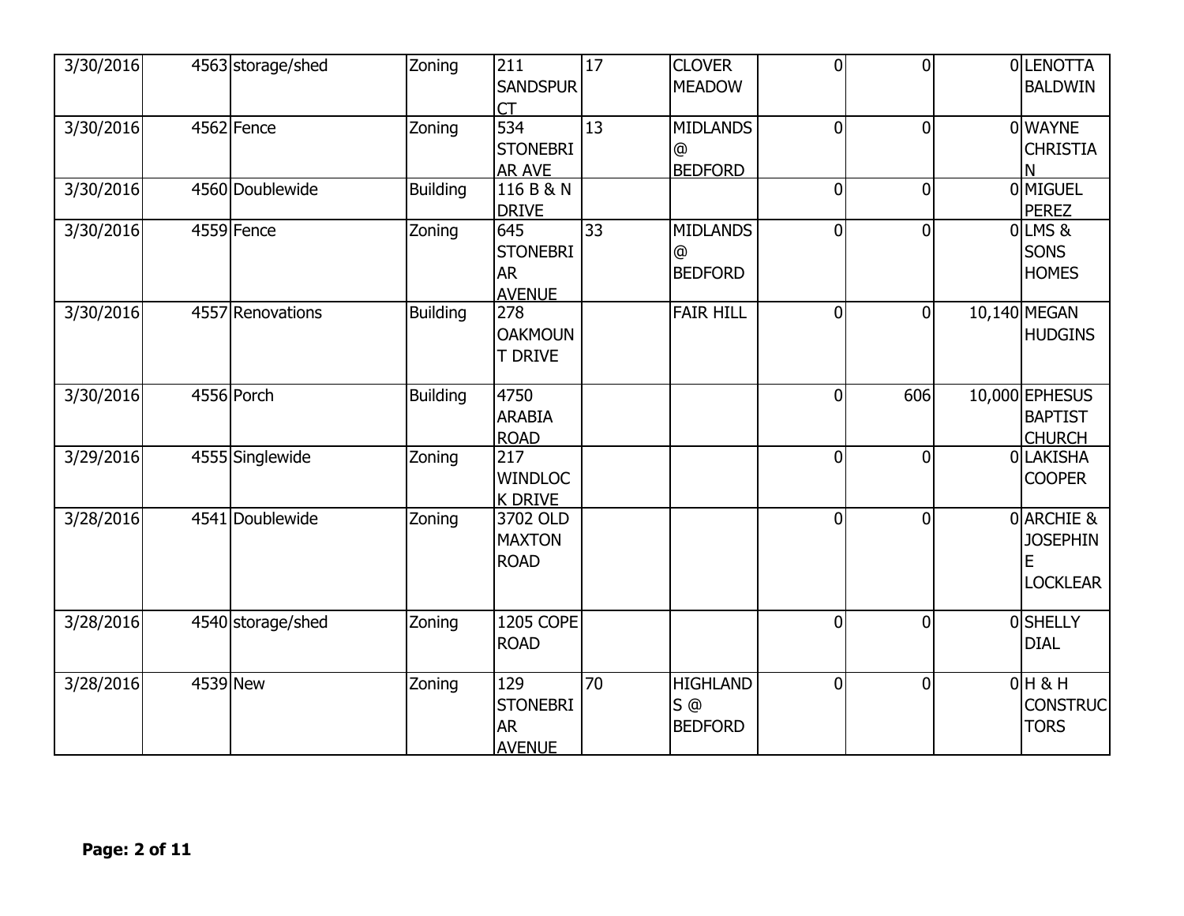| | | | | | | | | | | |
|---|---|---|---|---|---|---|---|---|---|---|
| 3/30/2016 | 4563 | storage/shed | Zoning | 211 SANDSPUR CT | 17 | CLOVER MEADOW | 0 | 0 | 0 | LENOTTA BALDWIN |
| 3/30/2016 | 4562 | Fence | Zoning | 534 STONEBRIAR AVE | 13 | MIDLANDS @ BEDFORD | 0 | 0 | 0 | WAYNE CHRISTIAN |
| 3/30/2016 | 4560 | Doublewide | Building | 116 B & N DRIVE | | | 0 | 0 | 0 | MIGUEL PEREZ |
| 3/30/2016 | 4559 | Fence | Zoning | 645 STONEBRIAR AVENUE | 33 | MIDLANDS @ BEDFORD | 0 | 0 | 0 | LMS & SONS HOMES |
| 3/30/2016 | 4557 | Renovations | Building | 278 OAKMOUNT DRIVE | | FAIR HILL | 0 | 0 | 10,140 | MEGAN HUDGINS |
| 3/30/2016 | 4556 | Porch | Building | 4750 ARABIA ROAD | | | 0 | 606 | 10,000 | EPHESUS BAPTIST CHURCH |
| 3/29/2016 | 4555 | Singlewide | Zoning | 217 WINDLOCK DRIVE | | | 0 | 0 | 0 | LAKISHA COOPER |
| 3/28/2016 | 4541 | Doublewide | Zoning | 3702 OLD MAXTON ROAD | | | 0 | 0 | 0 | ARCHIE & JOSEPHINE LOCKLEAR |
| 3/28/2016 | 4540 | storage/shed | Zoning | 1205 COPE ROAD | | | 0 | 0 | 0 | SHELLY DIAL |
| 3/28/2016 | 4539 | New | Zoning | 129 STONEBRIAR AVENUE | 70 | HIGHLANDS @ BEDFORD | 0 | 0 | 0 | H & H CONSTRUCTORS |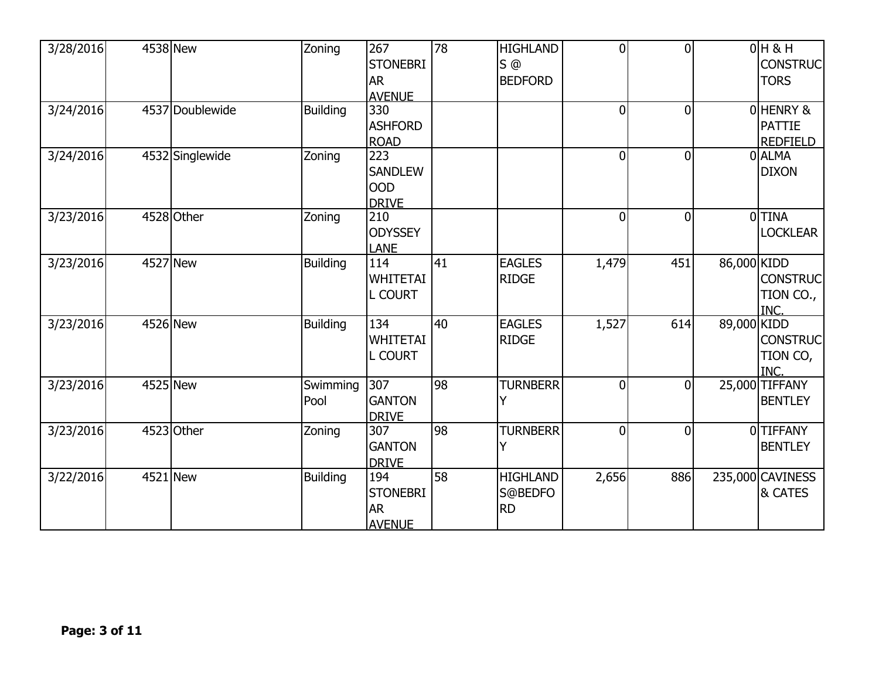| | | | | | | | | | | |
|---|---|---|---|---|---|---|---|---|---|---|
| 3/28/2016 | 4538 | New | Zoning | 267 STONEBRIAR AVENUE | 78 | HIGHLANDS @ BEDFORD | 0 | 0 | 0 | H & H CONSTRUCTORS |
| 3/24/2016 | 4537 | Doublewide | Building | 330 ASHFORD ROAD | | | 0 | 0 | 0 | HENRY & PATTIE REDFIELD |
| 3/24/2016 | 4532 | Singlewide | Zoning | 223 SANDLEWOOD DRIVE | | | 0 | 0 | 0 | ALMA DIXON |
| 3/23/2016 | 4528 | Other | Zoning | 210 ODYSSEY LANE | | | 0 | 0 | 0 | TINA LOCKLEAR |
| 3/23/2016 | 4527 | New | Building | 114 WHITETAIL COURT | 41 | EAGLES RIDGE | 1,479 | 451 | 86,000 | KIDD CONSTRUCTION CO., INC. |
| 3/23/2016 | 4526 | New | Building | 134 WHITETAIL COURT | 40 | EAGLES RIDGE | 1,527 | 614 | 89,000 | KIDD CONSTRUCTION CO, INC. |
| 3/23/2016 | 4525 | New | Swimming Pool | 307 GANTON DRIVE | 98 | TURNBERRY | 0 | 0 | 25,000 | TIFFANY BENTLEY |
| 3/23/2016 | 4523 | Other | Zoning | 307 GANTON DRIVE | 98 | TURNBERRY | 0 | 0 | 0 | TIFFANY BENTLEY |
| 3/22/2016 | 4521 | New | Building | 194 STONEBRIAR AVENUE | 58 | HIGHLANDS@BEDFORD | 2,656 | 886 | 235,000 | CAVINESS & CATES |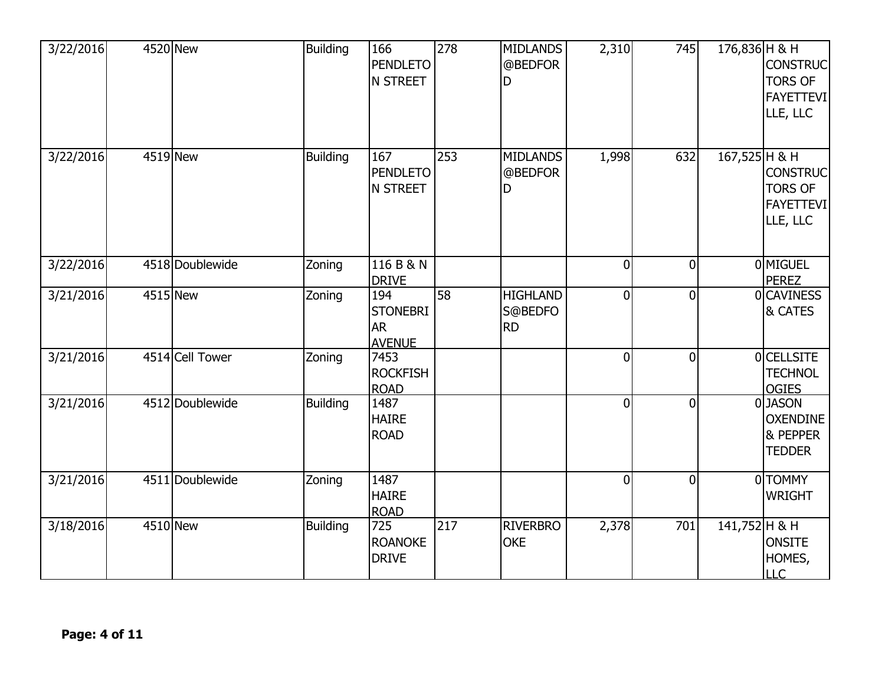| 3/22/2016 | 4520 | New | Building | 166 PENDLETON STREET | 278 | MIDLANDS @BEDFORD | 2,310 | 745 | 176,836 | H & H CONSTRUCTORS OF FAYETTEVILLE, LLC |
|---|---|---|---|---|---|---|---|---|---|---|
| 3/22/2016 | 4519 | New | Building | 167 PENDLETON STREET | 253 | MIDLANDS @BEDFORD | 1,998 | 632 | 167,525 | H & H CONSTRUCTORS OF FAYETTEVILLE, LLC |
| 3/22/2016 | 4518 | Doublewide | Zoning | 116 B & N DRIVE | | | 0 | 0 | 0 | MIGUEL PEREZ |
| 3/21/2016 | 4515 | New | Zoning | 194 STONEBRIAR AVENUE | 58 | HIGHLANDS@BEDFORD | 0 | 0 | 0 | CAVINESS & CATES |
| 3/21/2016 | 4514 | Cell Tower | Zoning | 7453 ROCKFISH ROAD | | | 0 | 0 | 0 | CELLSITE TECHNOLOGIES |
| 3/21/2016 | 4512 | Doublewide | Building | 1487 HAIRE ROAD | | | 0 | 0 | 0 | JASON OXENDINE & PEPPER TEDDER |
| 3/21/2016 | 4511 | Doublewide | Zoning | 1487 HAIRE ROAD | | | 0 | 0 | 0 | TOMMY WRIGHT |
| 3/18/2016 | 4510 | New | Building | 725 ROANOKE DRIVE | 217 | RIVERBROOKE | 2,378 | 701 | 141,752 | H & H ONSITE HOMES, LLC |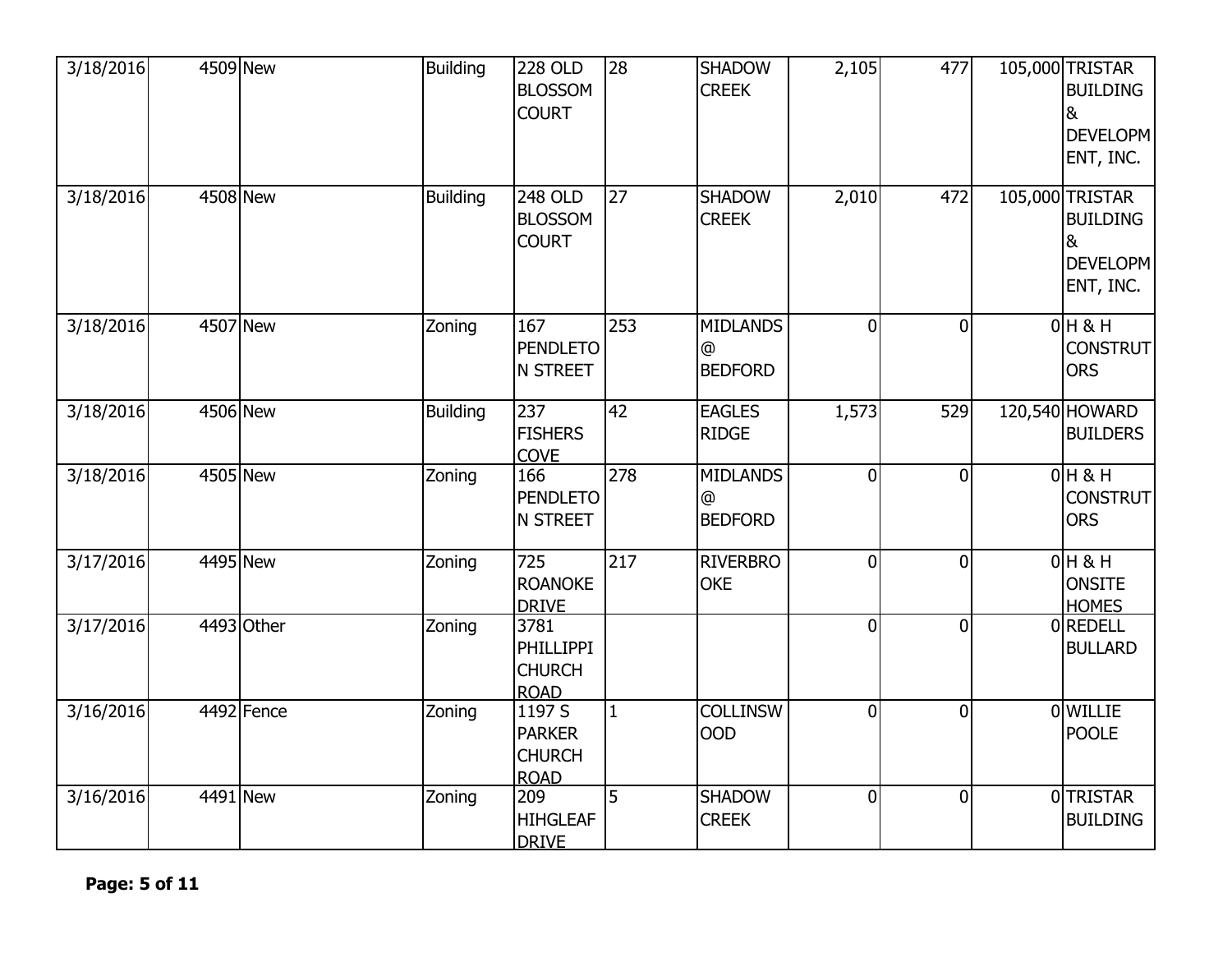| | | | | | | | | | | |
|---|---|---|---|---|---|---|---|---|---|---|
| 3/18/2016 | 4509 | New | Building | 228 OLD BLOSSOM COURT | 28 | SHADOW CREEK | 2,105 | 477 | 105,000 | TRISTAR BUILDING & DEVELOPMENT, INC. |
| 3/18/2016 | 4508 | New | Building | 248 OLD BLOSSOM COURT | 27 | SHADOW CREEK | 2,010 | 472 | 105,000 | TRISTAR BUILDING & DEVELOPMENT, INC. |
| 3/18/2016 | 4507 | New | Zoning | 167 PENDLETON STREET | 253 | MIDLANDS @ BEDFORD | 0 | 0 | 0 | H & H CONSTRUTORS |
| 3/18/2016 | 4506 | New | Building | 237 FISHERS COVE | 42 | EAGLES RIDGE | 1,573 | 529 | 120,540 | HOWARD BUILDERS |
| 3/18/2016 | 4505 | New | Zoning | 166 PENDLETON STREET | 278 | MIDLANDS @ BEDFORD | 0 | 0 | 0 | H & H CONSTRUTORS |
| 3/17/2016 | 4495 | New | Zoning | 725 ROANOKE DRIVE | 217 | RIVERBROOKE | 0 | 0 | 0 | H & H ONSITE HOMES |
| 3/17/2016 | 4493 | Other | Zoning | 3781 PHILLIPPI CHURCH ROAD | | | 0 | 0 | 0 | REDELL BULLARD |
| 3/16/2016 | 4492 | Fence | Zoning | 1197 S PARKER CHURCH ROAD | 1 | COLLINSWOOD | 0 | 0 | 0 | WILLIE POOLE |
| 3/16/2016 | 4491 | New | Zoning | 209 HIHGLEAF DRIVE | 5 | SHADOW CREEK | 0 | 0 | 0 | TRISTAR BUILDING |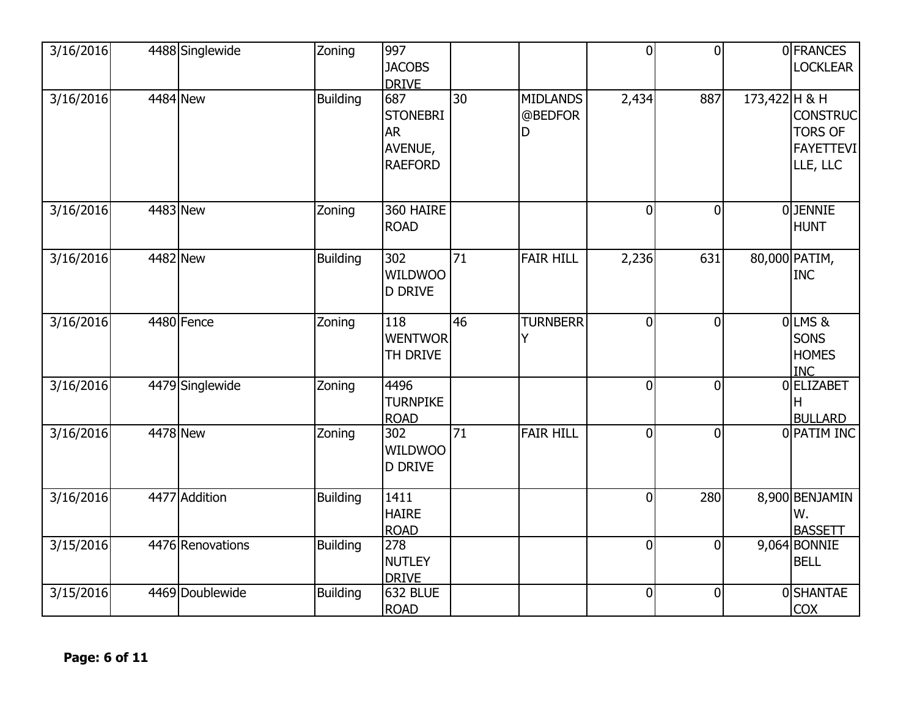| | | | | | | | | | | |
|---|---|---|---|---|---|---|---|---|---|---|
| 3/16/2016 | 4488 | Singlewide | Zoning | 997 JACOBS DRIVE | | | 0 | 0 | 0 | FRANCES LOCKLEAR |
| 3/16/2016 | 4484 | New | Building | 687 STONEBRIAR AVENUE, RAEFORD | 30 | MIDLANDS @BEDFORD | 2,434 | 887 | 173,422 | H & H CONSTRUCTORS OF FAYETTEVILLE, LLC |
| 3/16/2016 | 4483 | New | Zoning | 360 HAIRE ROAD | | | 0 | 0 | 0 | JENNIE HUNT |
| 3/16/2016 | 4482 | New | Building | 302 WILDWOOD DRIVE | 71 | FAIR HILL | 2,236 | 631 | 80,000 | PATIM, INC |
| 3/16/2016 | 4480 | Fence | Zoning | 118 WENTWORTH DRIVE | 46 | TURNBERRY | 0 | 0 | 0 | LMS & SONS HOMES INC |
| 3/16/2016 | 4479 | Singlewide | Zoning | 4496 TURNPIKE ROAD | | | 0 | 0 | 0 | ELIZABETH BULLARD |
| 3/16/2016 | 4478 | New | Zoning | 302 WILDWOOD DRIVE | 71 | FAIR HILL | 0 | 0 | 0 | PATIM INC |
| 3/16/2016 | 4477 | Addition | Building | 1411 HAIRE ROAD | | | 0 | 280 | 8,900 | BENJAMIN W. BASSETT |
| 3/15/2016 | 4476 | Renovations | Building | 278 NUTLEY DRIVE | | | 0 | 0 | 9,064 | BONNIE BELL |
| 3/15/2016 | 4469 | Doublewide | Building | 632 BLUE ROAD | | | 0 | 0 | 0 | SHANTAE COX |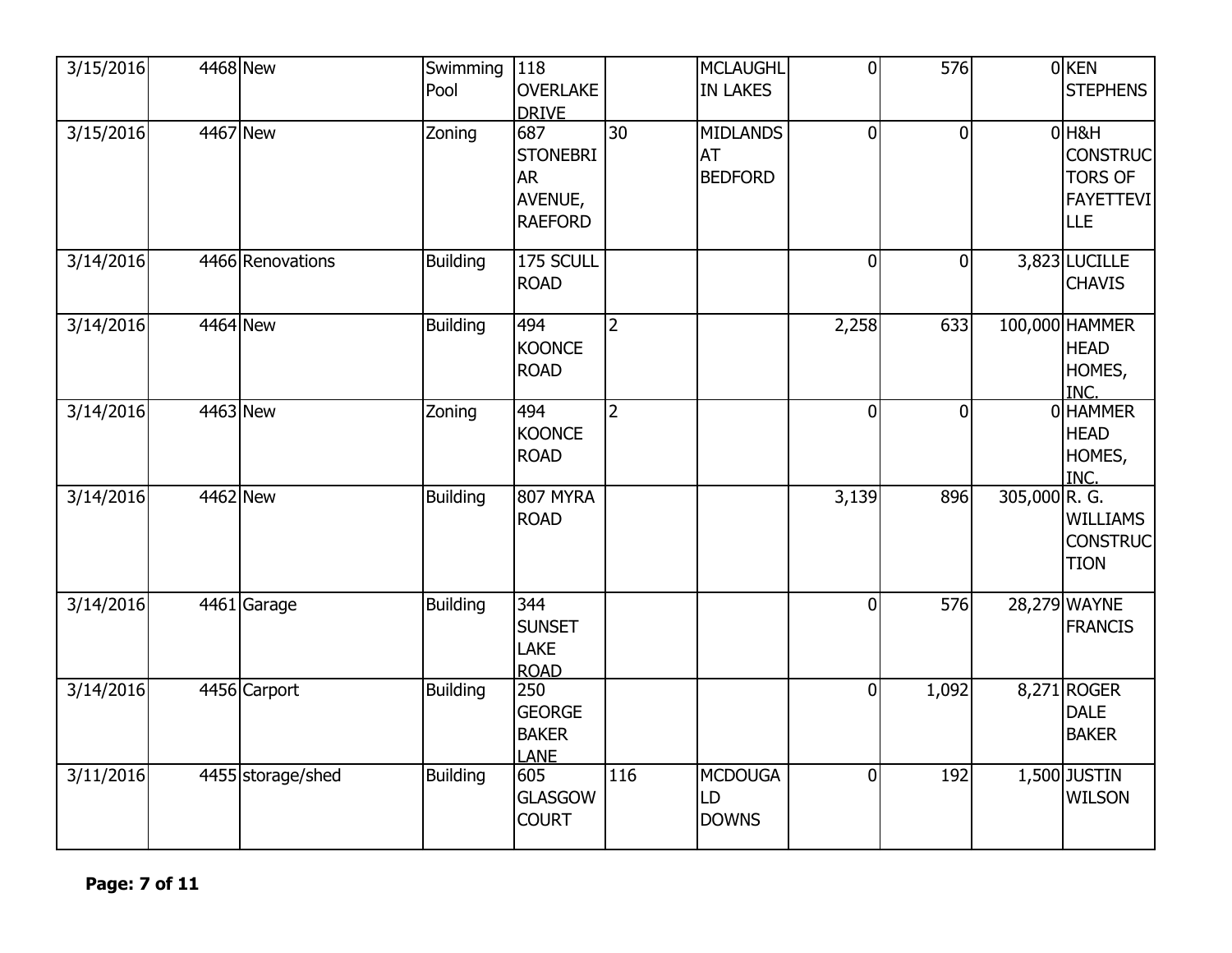| | | | | | | | | | | |
|---|---|---|---|---|---|---|---|---|---|---|
| 3/15/2016 | 4468 | New | Swimming Pool | 118 OVERLAKE DRIVE | | MCLAUGHLIN LAKES | 0 | 576 | 0 | KEN STEPHENS |
| 3/15/2016 | 4467 | New | Zoning | 687 STONEBRIAR AVENUE, RAEFORD | 30 | MIDLANDS AT BEDFORD | 0 | 0 | 0 | H&H CONSTRUCTORS OF FAYETTEVILLE |
| 3/14/2016 | 4466 | Renovations | Building | 175 SCULL ROAD | | | 0 | 0 | 3,823 | LUCILLE CHAVIS |
| 3/14/2016 | 4464 | New | Building | 494 KOONCE ROAD | 2 | | 2,258 | 633 | 100,000 | HAMMER HEAD HOMES, INC. |
| 3/14/2016 | 4463 | New | Zoning | 494 KOONCE ROAD | 2 | | 0 | 0 | 0 | HAMMER HEAD HOMES, INC. |
| 3/14/2016 | 4462 | New | Building | 807 MYRA ROAD | | | 3,139 | 896 | 305,000 | R. G. WILLIAMS CONSTRUCTION |
| 3/14/2016 | 4461 | Garage | Building | 344 SUNSET LAKE ROAD | | | 0 | 576 | 28,279 | WAYNE FRANCIS |
| 3/14/2016 | 4456 | Carport | Building | 250 GEORGE BAKER LANE | | | 0 | 1,092 | 8,271 | ROGER DALE BAKER |
| 3/11/2016 | 4455 | storage/shed | Building | 605 GLASGOW COURT | 116 | MCDOUGALD DOWNS | 0 | 192 | 1,500 | JUSTIN WILSON |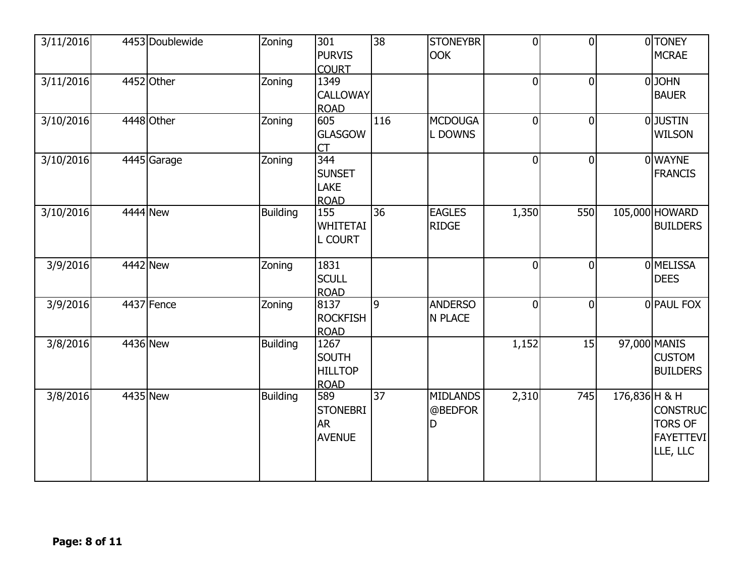| | | | | | | | | | | |
|---|---|---|---|---|---|---|---|---|---|---|
| 3/11/2016 | 4453 | Doublewide | Zoning | 301 PURVIS COURT | 38 | STONEYBROOK | 0 | 0 | 0 | TONEY MCRAE |
| 3/11/2016 | 4452 | Other | Zoning | 1349 CALLOWAY ROAD | | | 0 | 0 | 0 | JOHN BAUER |
| 3/10/2016 | 4448 | Other | Zoning | 605 GLASGOW CT | 116 | MCDOUGAL DOWNS | 0 | 0 | 0 | JUSTIN WILSON |
| 3/10/2016 | 4445 | Garage | Zoning | 344 SUNSET LAKE ROAD | | | 0 | 0 | 0 | WAYNE FRANCIS |
| 3/10/2016 | 4444 | New | Building | 155 WHITETAIL COURT | 36 | EAGLES RIDGE | 1,350 | 550 | 105,000 | HOWARD BUILDERS |
| 3/9/2016 | 4442 | New | Zoning | 1831 SCULL ROAD | | | 0 | 0 | 0 | MELISSA DEES |
| 3/9/2016 | 4437 | Fence | Zoning | 8137 ROCKFISH ROAD | 9 | ANDERSON PLACE | 0 | 0 | 0 | PAUL FOX |
| 3/8/2016 | 4436 | New | Building | 1267 SOUTH HILLTOP ROAD | | | 1,152 | 15 | 97,000 | MANIS CUSTOM BUILDERS |
| 3/8/2016 | 4435 | New | Building | 589 STONEBRIAR AVENUE | 37 | MIDLANDS @BEDFORD | 2,310 | 745 | 176,836 | H & H CONSTRUCTORS OF FAYETTEVILLE, LLC |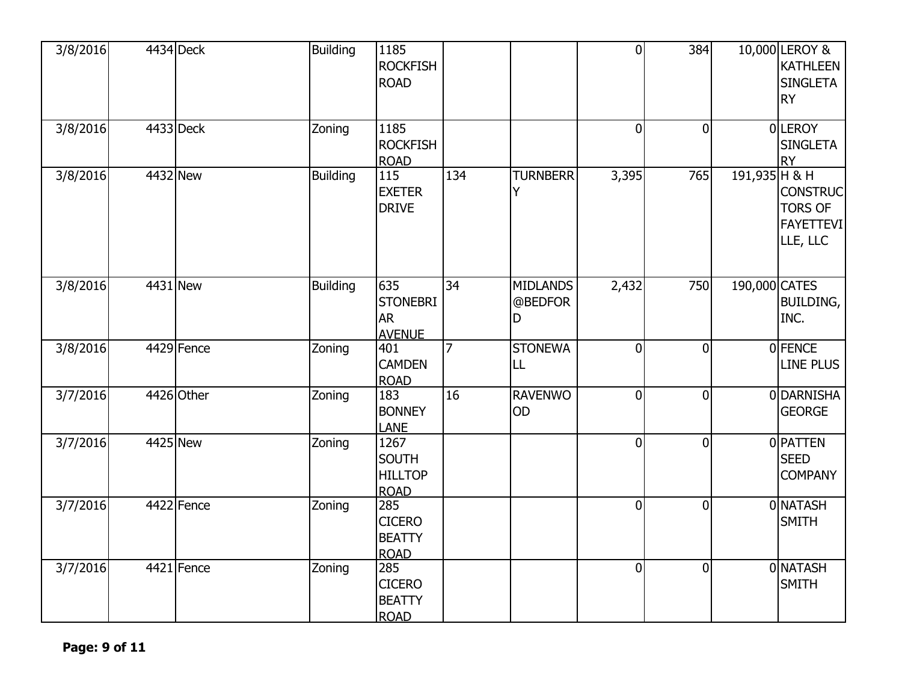| | | | | | | | | | | |
|---|---|---|---|---|---|---|---|---|---|---|
| 3/8/2016 | 4434 | Deck | Building | 1185 ROCKFISH ROAD | | | 0 | 384 | 10,000 | LEROY & KATHLEEN SINGLETARY |
| 3/8/2016 | 4433 | Deck | Zoning | 1185 ROCKFISH ROAD | | | 0 | 0 | 0 | LEROY SINGLETARY |
| 3/8/2016 | 4432 | New | Building | 115 EXETER DRIVE | 134 | TURNBERRY | 3,395 | 765 | 191,935 | H & H CONSTRUCTORS OF FAYETTEVILLE, LLC |
| 3/8/2016 | 4431 | New | Building | 635 STONEBRIAR AVENUE | 34 | MIDLANDS @BEDFORD | 2,432 | 750 | 190,000 | CATES BUILDING, INC. |
| 3/8/2016 | 4429 | Fence | Zoning | 401 CAMDEN ROAD | 7 | STONEWALL | 0 | 0 | 0 | FENCE LINE PLUS |
| 3/7/2016 | 4426 | Other | Zoning | 183 BONNEY LANE | 16 | RAVENWOOD | 0 | 0 | 0 | DARNISHA GEORGE |
| 3/7/2016 | 4425 | New | Zoning | 1267 SOUTH HILLTOP ROAD | | | 0 | 0 | 0 | PATTEN SEED COMPANY |
| 3/7/2016 | 4422 | Fence | Zoning | 285 CICERO BEATTY ROAD | | | 0 | 0 | 0 | NATASH SMITH |
| 3/7/2016 | 4421 | Fence | Zoning | 285 CICERO BEATTY ROAD | | | 0 | 0 | 0 | NATASH SMITH |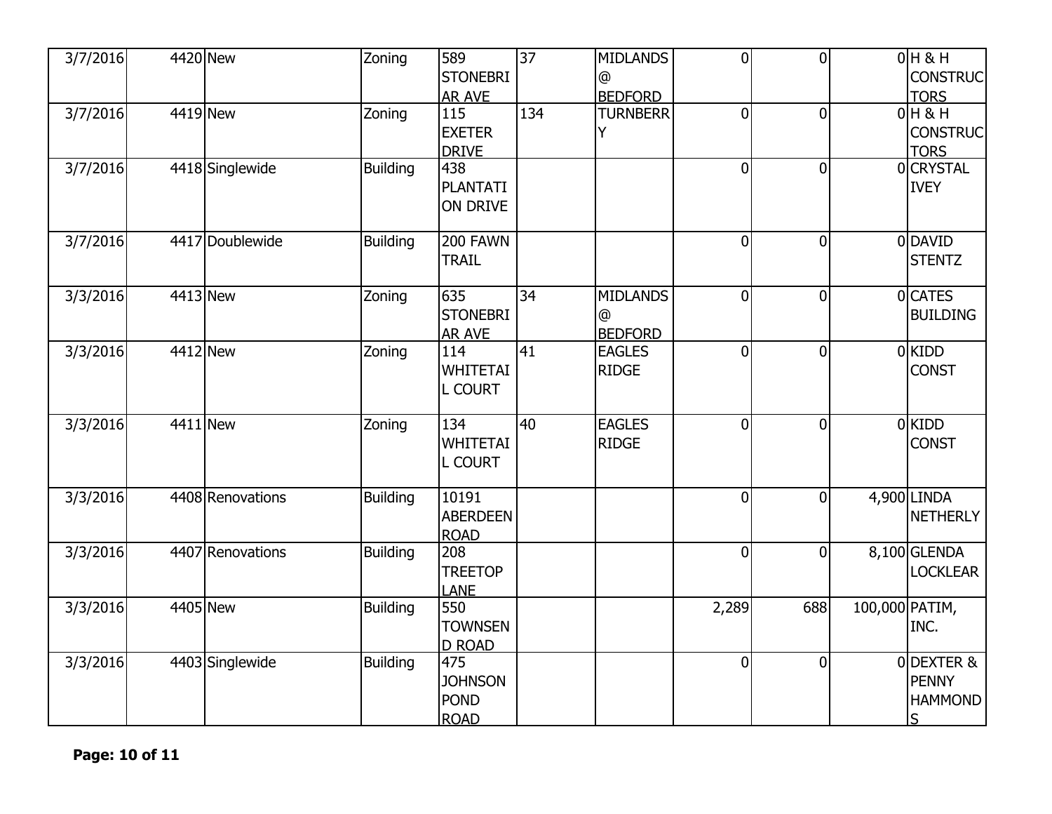| | | | | | | | | | | |
|---|---|---|---|---|---|---|---|---|---|---|
| 3/7/2016 | 4420 | New | Zoning | 589 STONEBRIAR AVE | 37 | MIDLANDS @ BEDFORD | 0 | 0 | 0 | H & H CONSTRUCTORS |
| 3/7/2016 | 4419 | New | Zoning | 115 EXETER DRIVE | 134 | TURNBERRY | 0 | 0 | 0 | H & H CONSTRUCTORS |
| 3/7/2016 | 4418 | Singlewide | Building | 438 PLANTATION DRIVE | | | 0 | 0 | 0 | CRYSTAL IVEY |
| 3/7/2016 | 4417 | Doublewide | Building | 200 FAWN TRAIL | | | 0 | 0 | 0 | DAVID STENTZ |
| 3/3/2016 | 4413 | New | Zoning | 635 STONEBRIAR AVE | 34 | MIDLANDS @ BEDFORD | 0 | 0 | 0 | CATES BUILDING |
| 3/3/2016 | 4412 | New | Zoning | 114 WHITETAIL COURT | 41 | EAGLES RIDGE | 0 | 0 | 0 | KIDD CONST |
| 3/3/2016 | 4411 | New | Zoning | 134 WHITETAIL COURT | 40 | EAGLES RIDGE | 0 | 0 | 0 | KIDD CONST |
| 3/3/2016 | 4408 | Renovations | Building | 10191 ABERDEEN ROAD | | | 0 | 0 | 4,900 | LINDA NETHERLY |
| 3/3/2016 | 4407 | Renovations | Building | 208 TREETOP LANE | | | 0 | 0 | 8,100 | GLENDA LOCKLEAR |
| 3/3/2016 | 4405 | New | Building | 550 TOWNSEND ROAD | | | 2,289 | 688 | 100,000 | PATIM, INC. |
| 3/3/2016 | 4403 | Singlewide | Building | 475 JOHNSON POND ROAD | | | 0 | 0 | 0 | DEXTER & PENNY HAMMONDS |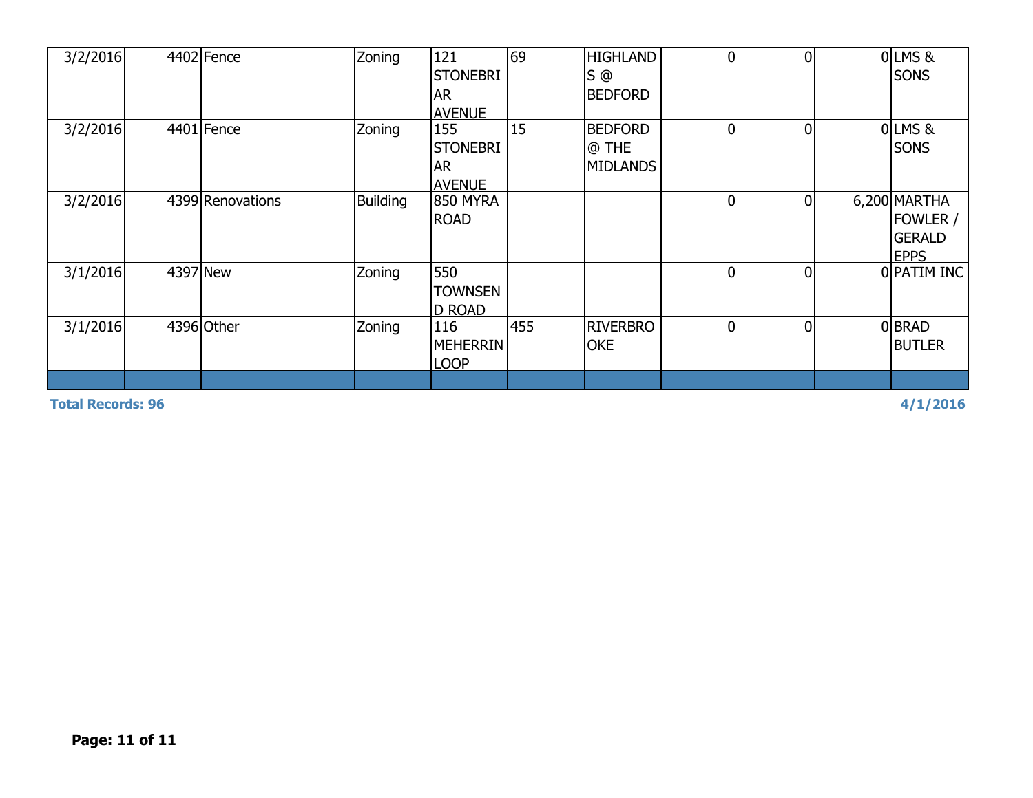| | | | | | | | | | | |
|---|---|---|---|---|---|---|---|---|---|---|
| 3/2/2016 | 4402 | Fence | Zoning | 121 STONEBRIAR AVENUE | 69 | HIGHLANDS @ BEDFORD | 0 | 0 | 0 | LMS & SONS |
| 3/2/2016 | 4401 | Fence | Zoning | 155 STONEBRIAR AVENUE | 15 | BEDFORD @ THE MIDLANDS | 0 | 0 | 0 | LMS & SONS |
| 3/2/2016 | 4399 | Renovations | Building | 850 MYRA ROAD | | | 0 | 0 | 6,200 | MARTHA FOWLER / GERALD EPPS |
| 3/1/2016 | 4397 | New | Zoning | 550 TOWNSEND ROAD | | | 0 | 0 | 0 | PATIM INC |
| 3/1/2016 | 4396 | Other | Zoning | 116 MEHERRIN LOOP | 455 | RIVERBROOKE | 0 | 0 | 0 | BRAD BUTLER |
| | | | | | | | | | | |

**Total Records: 96**

**4/1/2016**